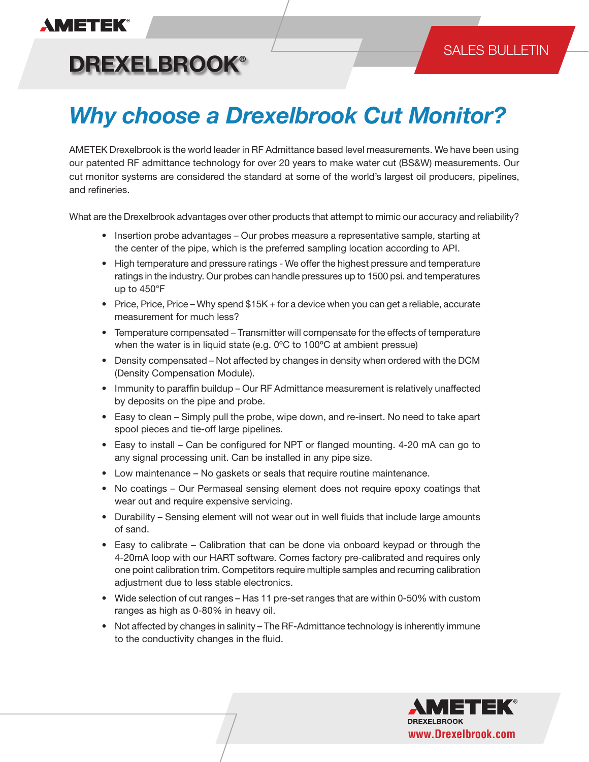AMETEK

# DREXELBROOK®

SALES BULLETIN

## *Why choose a Drexelbrook Cut Monitor?*

AMETEK Drexelbrook is the world leader in RF Admittance based level measurements. We have been using our patented RF admittance technology for over 20 years to make water cut (BS&W) measurements. Our cut monitor systems are considered the standard at some of the world's largest oil producers, pipelines, and refineries.

What are the Drexelbrook advantages over other products that attempt to mimic our accuracy and reliability?

- Insertion probe advantages – Our probes measure a representative sample, starting at the center of the pipe, which is the preferred sampling location according to API.
- High temperature and pressure ratings - We offer the highest pressure and temperature ratings in the industry. Our probes can handle pressures up to 1500 psi. and temperatures up to 450°F
- Price, Price, Price – Why spend $15K + for a device when you can get a reliable, accurate measurement for much less?
- Temperature compensated – Transmitter will compensate for the effects of temperature when the water is in liquid state (e.g. 0ºC to 100ºC at ambient pressue)
- Density compensated – Not affected by changes in density when ordered with the DCM (Density Compensation Module).
- Immunity to paraffin buildup – Our RF Admittance measurement is relatively unaffected by deposits on the pipe and probe.
- Easy to clean – Simply pull the probe, wipe down, and re-insert. No need to take apart spool pieces and tie-off large pipelines.
- Easy to install – Can be configured for NPT or flanged mounting. 4-20 mA can go to any signal processing unit. Can be installed in any pipe size.
- Low maintenance – No gaskets or seals that require routine maintenance.
- No coatings – Our Permaseal sensing element does not require epoxy coatings that wear out and require expensive servicing.
- Durability – Sensing element will not wear out in well fluids that include large amounts of sand.
- Easy to calibrate – Calibration that can be done via onboard keypad or through the 4-20mA loop with our HART software. Comes factory pre-calibrated and requires only one point calibration trim. Competitors require multiple samples and recurring calibration adjustment due to less stable electronics.
- Wide selection of cut ranges – Has 11 pre-set ranges that are within 0-50% with custom ranges as high as 0-80% in heavy oil.
- Not affected by changes in salinity – The RF-Admittance technology is inherently immune to the conductivity changes in the fluid.

AMETEK DREXELBROOK
www.Drexelbrook.com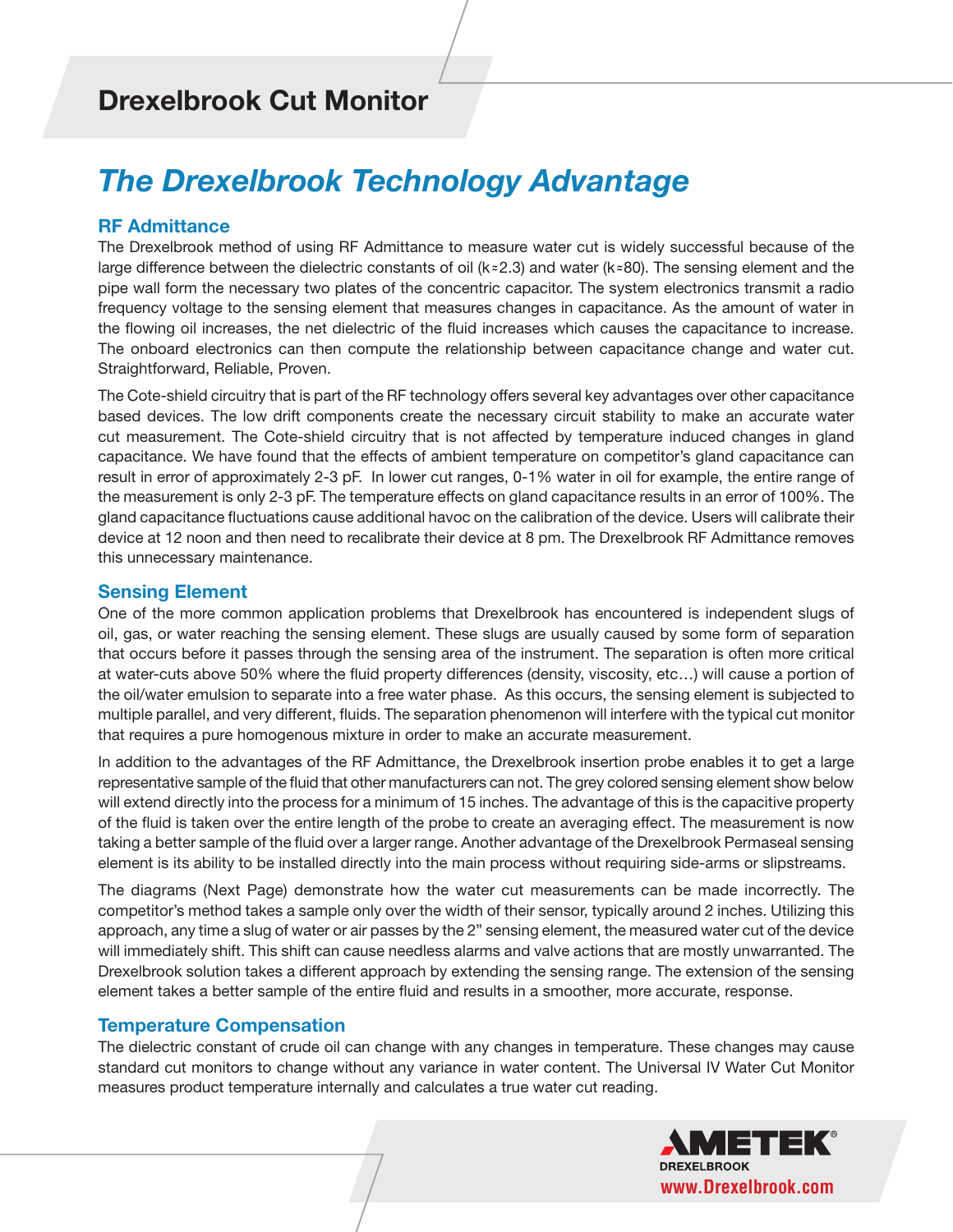# Drexelbrook Cut Monitor

## *The Drexelbrook Technology Advantage*

### RF Admittance

The Drexelbrook method of using RF Admittance to measure water cut is widely successful because of the large difference between the dielectric constants of oil (k≈2.3) and water (k≈80). The sensing element and the pipe wall form the necessary two plates of the concentric capacitor. The system electronics transmit a radio frequency voltage to the sensing element that measures changes in capacitance. As the amount of water in the flowing oil increases, the net dielectric of the fluid increases which causes the capacitance to increase. The onboard electronics can then compute the relationship between capacitance change and water cut. Straightforward, Reliable, Proven.

The Cote-shield circuitry that is part of the RF technology offers several key advantages over other capacitance based devices. The low drift components create the necessary circuit stability to make an accurate water cut measurement. The Cote-shield circuitry that is not affected by temperature induced changes in gland capacitance. We have found that the effects of ambient temperature on competitor's gland capacitance can result in error of approximately 2-3 pF. In lower cut ranges, 0-1% water in oil for example, the entire range of the measurement is only 2-3 pF. The temperature effects on gland capacitance results in an error of 100%. The gland capacitance fluctuations cause additional havoc on the calibration of the device. Users will calibrate their device at 12 noon and then need to recalibrate their device at 8 pm. The Drexelbrook RF Admittance removes this unnecessary maintenance.

### Sensing Element

One of the more common application problems that Drexelbrook has encountered is independent slugs of oil, gas, or water reaching the sensing element. These slugs are usually caused by some form of separation that occurs before it passes through the sensing area of the instrument. The separation is often more critical at water-cuts above 50% where the fluid property differences (density, viscosity, etc…) will cause a portion of the oil/water emulsion to separate into a free water phase. As this occurs, the sensing element is subjected to multiple parallel, and very different, fluids. The separation phenomenon will interfere with the typical cut monitor that requires a pure homogenous mixture in order to make an accurate measurement.

In addition to the advantages of the RF Admittance, the Drexelbrook insertion probe enables it to get a large representative sample of the fluid that other manufacturers can not. The grey colored sensing element show below will extend directly into the process for a minimum of 15 inches. The advantage of this is the capacitive property of the fluid is taken over the entire length of the probe to create an averaging effect. The measurement is now taking a better sample of the fluid over a larger range. Another advantage of the Drexelbrook Permaseal sensing element is its ability to be installed directly into the main process without requiring side-arms or slipstreams.

The diagrams (Next Page) demonstrate how the water cut measurements can be made incorrectly. The competitor's method takes a sample only over the width of their sensor, typically around 2 inches. Utilizing this approach, any time a slug of water or air passes by the 2" sensing element, the measured water cut of the device will immediately shift. This shift can cause needless alarms and valve actions that are mostly unwarranted. The Drexelbrook solution takes a different approach by extending the sensing range. The extension of the sensing element takes a better sample of the entire fluid and results in a smoother, more accurate, response.

### Temperature Compensation

The dielectric constant of crude oil can change with any changes in temperature. These changes may cause standard cut monitors to change without any variance in water content. The Universal IV Water Cut Monitor measures product temperature internally and calculates a true water cut reading.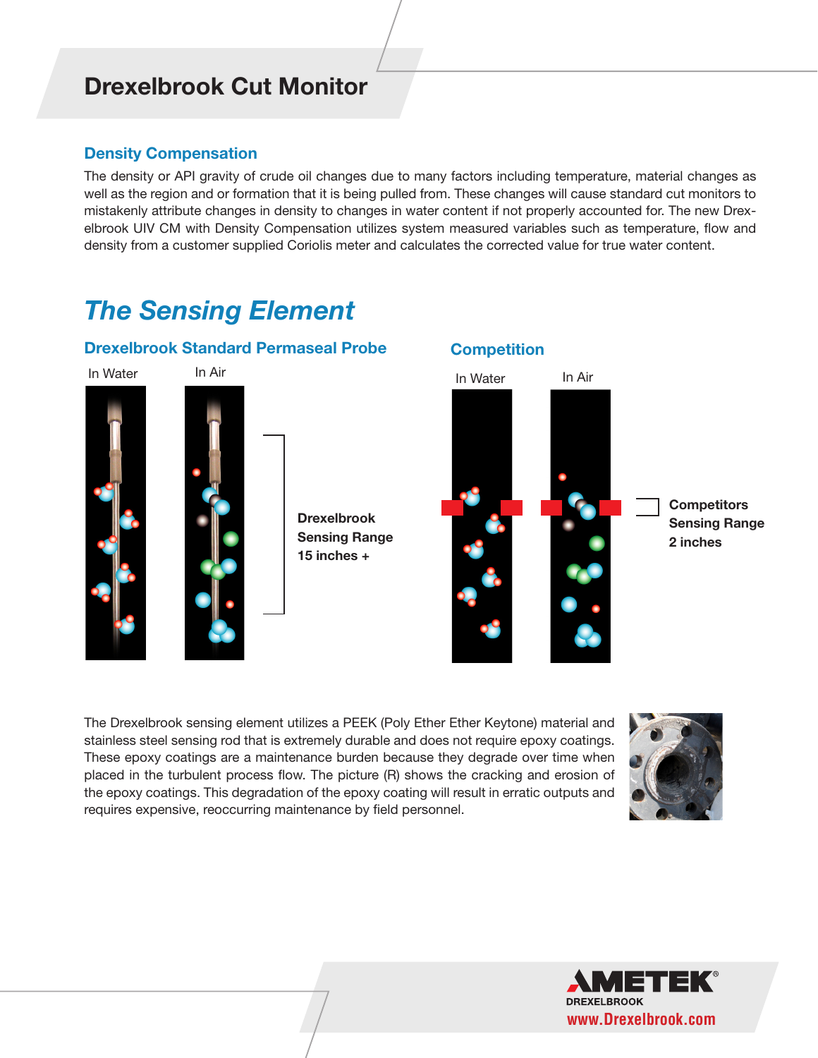# Drexelbrook Cut Monitor

## Density Compensation

The density or API gravity of crude oil changes due to many factors including temperature, material changes as well as the region and or formation that it is being pulled from. These changes will cause standard cut monitors to mistakenly attribute changes in density to changes in water content if not properly accounted for. The new Drexelbrook UIV CM with Density Compensation utilizes system measured variables such as temperature, flow and density from a customer supplied Coriolis meter and calculates the corrected value for true water content.

## *The Sensing Element*

### Drexelbrook Standard Permaseal Probe

In Water

In Air

**Drexelbrook Sensing Range 15 inches +**

### Competition

In Water

In Air

**Competitors Sensing Range 2 inches**

The Drexelbrook sensing element utilizes a PEEK (Poly Ether Ether Keytone) material and stainless steel sensing rod that is extremely durable and does not require epoxy coatings. These epoxy coatings are a maintenance burden because they degrade over time when placed in the turbulent process flow. The picture (R) shows the cracking and erosion of the epoxy coatings. This degradation of the epoxy coating will result in erratic outputs and requires expensive, reoccurring maintenance by field personnel.

AMETEK® DREXELBROOK
www.Drexelbrook.com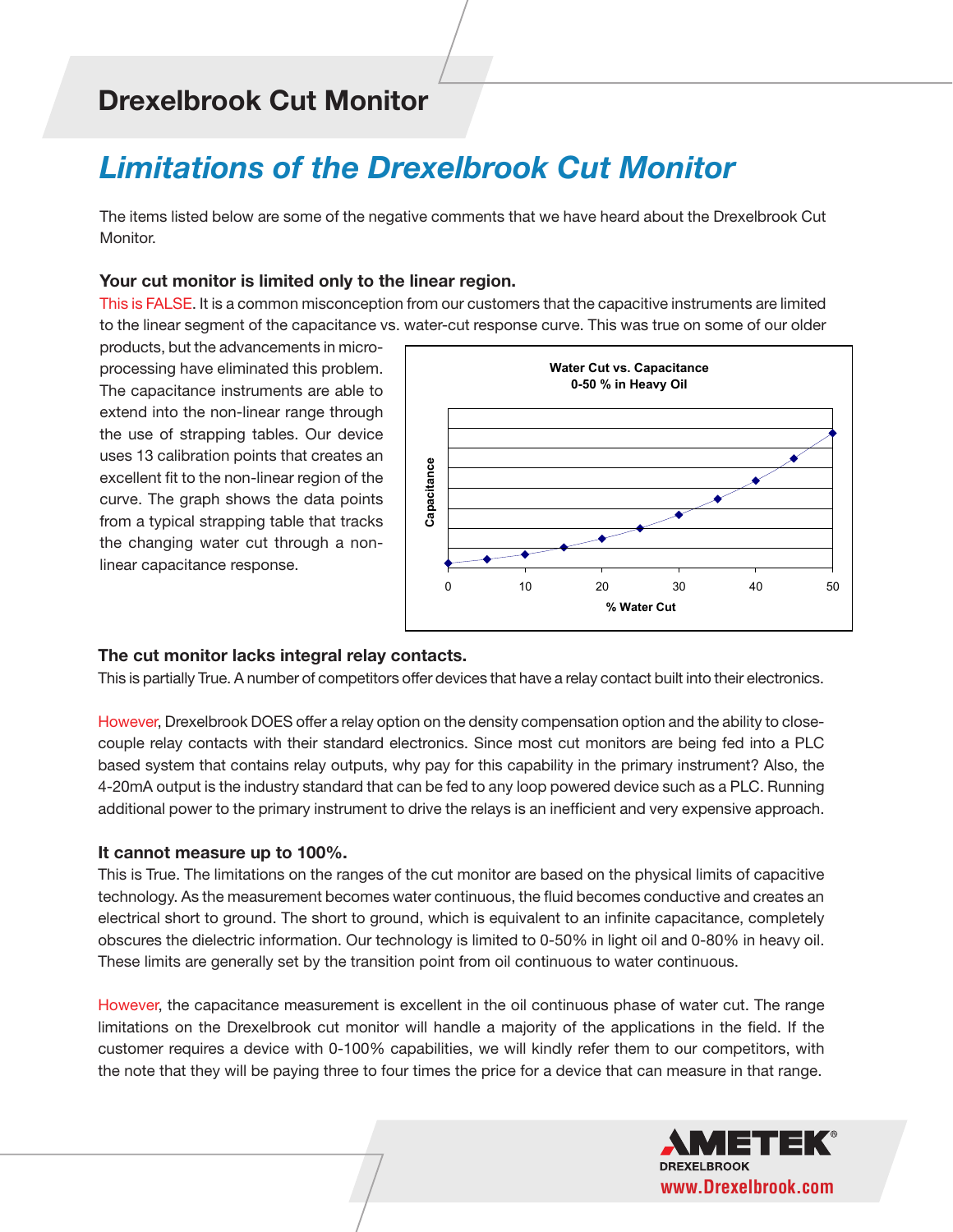## Limitations of the Drexelbrook Cut Monitor

The items listed below are some of the negative comments that we have heard about the Drexelbrook Cut Monitor.

### Your cut monitor is limited only to the linear region.

This is FALSE. It is a common misconception from our customers that the capacitive instruments are limited to the linear segment of the capacitance vs. water-cut response curve. This was true on some of our older products, but the advancements in micro-processing have eliminated this problem. The capacitance instruments are able to extend into the non-linear range through the use of strapping tables. Our device uses 13 calibration points that creates an excellent fit to the non-linear region of the curve. The graph shows the data points from a typical strapping table that tracks the changing water cut through a non-linear capacitance response.

**Water Cut vs. Capacitance**
**0-50 % in Heavy Oil**

### The cut monitor lacks integral relay contacts.

This is partially True. A number of competitors offer devices that have a relay contact built into their electronics.

However, Drexelbrook DOES offer a relay option on the density compensation option and the ability to close-couple relay contacts with their standard electronics. Since most cut monitors are being fed into a PLC based system that contains relay outputs, why pay for this capability in the primary instrument? Also, the 4-20mA output is the industry standard that can be fed to any loop powered device such as a PLC. Running additional power to the primary instrument to drive the relays is an inefficient and very expensive approach.

### It cannot measure up to 100%.

This is True. The limitations on the ranges of the cut monitor are based on the physical limits of capacitive technology. As the measurement becomes water continuous, the fluid becomes conductive and creates an electrical short to ground. The short to ground, which is equivalent to an infinite capacitance, completely obscures the dielectric information. Our technology is limited to 0-50% in light oil and 0-80% in heavy oil. These limits are generally set by the transition point from oil continuous to water continuous.

However, the capacitance measurement is excellent in the oil continuous phase of water cut. The range limitations on the Drexelbrook cut monitor will handle a majority of the applications in the field. If the customer requires a device with 0-100% capabilities, we will kindly refer them to our competitors, with the note that they will be paying three to four times the price for a device that can measure in that range.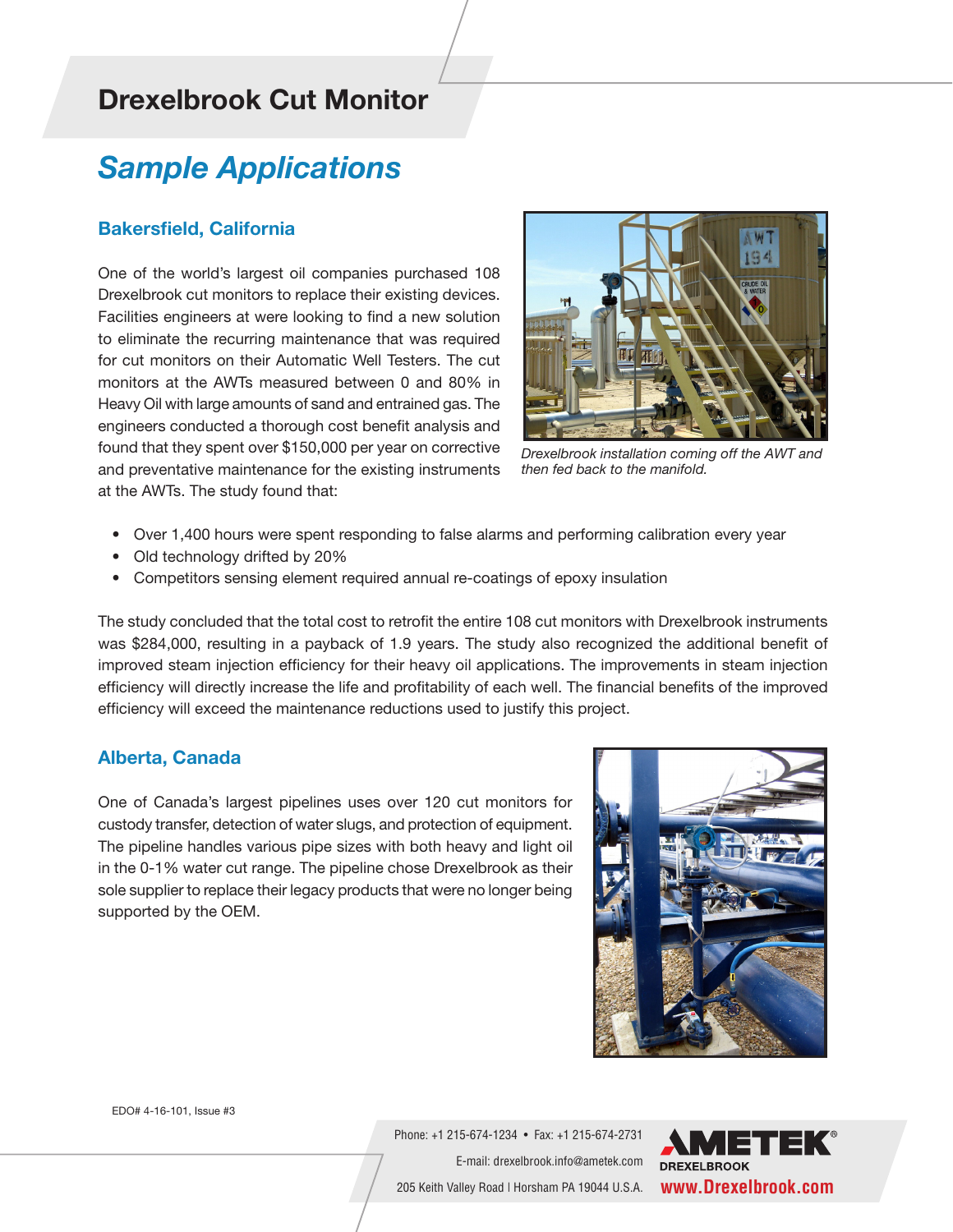# Drexelbrook Cut Monitor

## *Sample Applications*

### Bakersfield, California

One of the world's largest oil companies purchased 108 Drexelbrook cut monitors to replace their existing devices. Facilities engineers at were looking to find a new solution to eliminate the recurring maintenance that was required for cut monitors on their Automatic Well Testers. The cut monitors at the AWTs measured between 0 and 80% in Heavy Oil with large amounts of sand and entrained gas. The engineers conducted a thorough cost benefit analysis and found that they spent over $150,000 per year on corrective and preventative maintenance for the existing instruments at the AWTs. The study found that:

*Drexelbrook installation coming off the AWT and then fed back to the manifold.*

- Over 1,400 hours were spent responding to false alarms and performing calibration every year
- Old technology drifted by 20%
- Competitors sensing element required annual re-coatings of epoxy insulation

The study concluded that the total cost to retrofit the entire 108 cut monitors with Drexelbrook instruments was $284,000, resulting in a payback of 1.9 years. The study also recognized the additional benefit of improved steam injection efficiency for their heavy oil applications. The improvements in steam injection efficiency will directly increase the life and profitability of each well. The financial benefits of the improved efficiency will exceed the maintenance reductions used to justify this project.

### Alberta, Canada

One of Canada's largest pipelines uses over 120 cut monitors for custody transfer, detection of water slugs, and protection of equipment. The pipeline handles various pipe sizes with both heavy and light oil in the 0-1% water cut range. The pipeline chose Drexelbrook as their sole supplier to replace their legacy products that were no longer being supported by the OEM.

EDO# 4-16-101, Issue #3

Phone: +1 215-674-1234 • Fax: +1 215-674-2731
E-mail: drexelbrook.info@ametek.com
205 Keith Valley Road | Horsham PA 19044 U.S.A.

AMETEK® DREXELBROOK
www.Drexelbrook.com